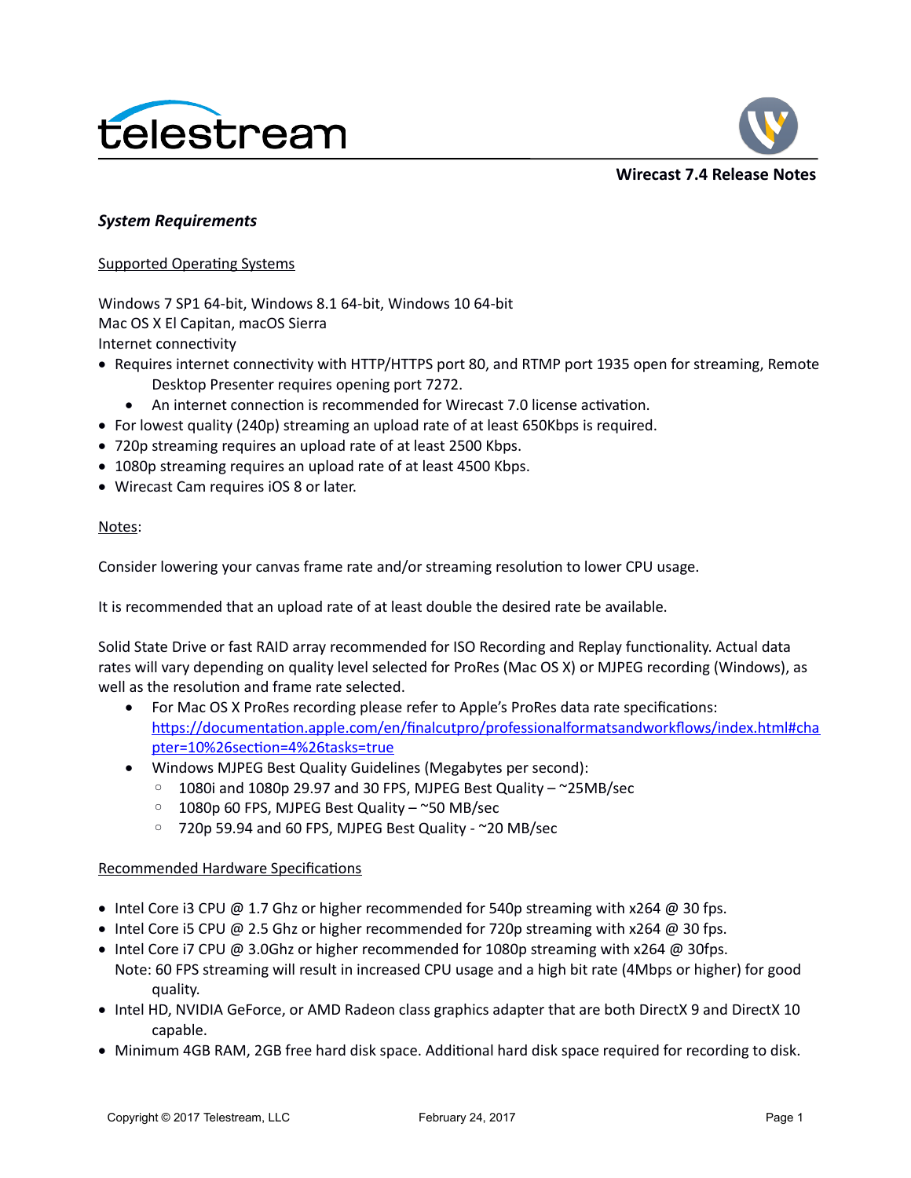# Wirecast 7.4 Release Notes

## *System Requirements*

Supported Operating Systems

Windows 7 SP1 64-bit, Windows 8.1 64-bit, Windows 10 64-bit
Mac OS X El Capitan, macOS Sierra
Internet connectivity

- Requires internet connectivity with HTTP/HTTPS port 80, and RTMP port 1935 open for streaming, Remote Desktop Presenter requires opening port 7272.
  - An internet connection is recommended for Wirecast 7.0 license activation.
- For lowest quality (240p) streaming an upload rate of at least 650Kbps is required.
- 720p streaming requires an upload rate of at least 2500 Kbps.
- 1080p streaming requires an upload rate of at least 4500 Kbps.
- Wirecast Cam requires iOS 8 or later.

Notes:

Consider lowering your canvas frame rate and/or streaming resolution to lower CPU usage.

It is recommended that an upload rate of at least double the desired rate be available.

Solid State Drive or fast RAID array recommended for ISO Recording and Replay functionality. Actual data rates will vary depending on quality level selected for ProRes (Mac OS X) or MJPEG recording (Windows), as well as the resolution and frame rate selected.

- For Mac OS X ProRes recording please refer to Apple's ProRes data rate specifications: https://documentation.apple.com/en/finalcutpro/professionalformatsandworkflows/index.html#chapter=10%26section=4%26tasks=true
- Windows MJPEG Best Quality Guidelines (Megabytes per second):
  - 1080i and 1080p 29.97 and 30 FPS, MJPEG Best Quality – ~25MB/sec
  - 1080p 60 FPS, MJPEG Best Quality – ~50 MB/sec
  - 720p 59.94 and 60 FPS, MJPEG Best Quality - ~20 MB/sec

Recommended Hardware Specifications

- Intel Core i3 CPU @ 1.7 Ghz or higher recommended for 540p streaming with x264 @ 30 fps.
- Intel Core i5 CPU @ 2.5 Ghz or higher recommended for 720p streaming with x264 @ 30 fps.
- Intel Core i7 CPU @ 3.0Ghz or higher recommended for 1080p streaming with x264 @ 30fps.
  Note: 60 FPS streaming will result in increased CPU usage and a high bit rate (4Mbps or higher) for good quality.
- Intel HD, NVIDIA GeForce, or AMD Radeon class graphics adapter that are both DirectX 9 and DirectX 10 capable.
- Minimum 4GB RAM, 2GB free hard disk space. Additional hard disk space required for recording to disk.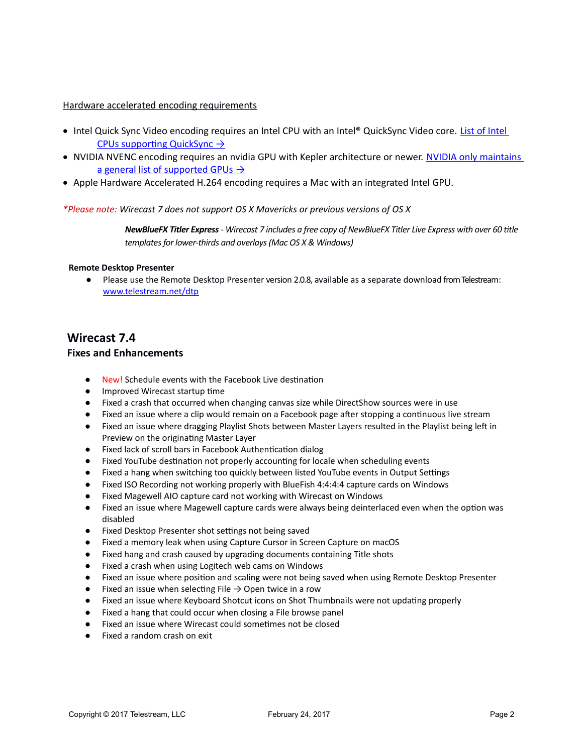Hardware accelerated encoding requirements

- Intel Quick Sync Video encoding requires an Intel CPU with an Intel® QuickSync Video core. List of Intel CPUs supporting QuickSync →
- NVIDIA NVENC encoding requires an nvidia GPU with Kepler architecture or newer. NVIDIA only maintains a general list of supported GPUs →
- Apple Hardware Accelerated H.264 encoding requires a Mac with an integrated Intel GPU.

**Please note:* *Wirecast 7 does not support OS X Mavericks or previous versions of OS X*

> ***NewBlueFX Titler Express*** *- Wirecast 7 includes a free copy of NewBlueFX Titler Live Express with over 60 title templates for lower-thirds and overlays (Mac OS X & Windows)*

**Remote Desktop Presenter**

- Please use the Remote Desktop Presenter version 2.0.8, available as a separate download from Telestream: www.telestream.net/dtp

## Wirecast 7.4

### Fixes and Enhancements

- New! Schedule events with the Facebook Live destination
- Improved Wirecast startup time
- Fixed a crash that occurred when changing canvas size while DirectShow sources were in use
- Fixed an issue where a clip would remain on a Facebook page after stopping a continuous live stream
- Fixed an issue where dragging Playlist Shots between Master Layers resulted in the Playlist being left in Preview on the originating Master Layer
- Fixed lack of scroll bars in Facebook Authentication dialog
- Fixed YouTube destination not properly accounting for locale when scheduling events
- Fixed a hang when switching too quickly between listed YouTube events in Output Settings
- Fixed ISO Recording not working properly with BlueFish 4:4:4:4 capture cards on Windows
- Fixed Magewell AIO capture card not working with Wirecast on Windows
- Fixed an issue where Magewell capture cards were always being deinterlaced even when the option was disabled
- Fixed Desktop Presenter shot settings not being saved
- Fixed a memory leak when using Capture Cursor in Screen Capture on macOS
- Fixed hang and crash caused by upgrading documents containing Title shots
- Fixed a crash when using Logitech web cams on Windows
- Fixed an issue where position and scaling were not being saved when using Remote Desktop Presenter
- Fixed an issue when selecting File → Open twice in a row
- Fixed an issue where Keyboard Shotcut icons on Shot Thumbnails were not updating properly
- Fixed a hang that could occur when closing a File browse panel
- Fixed an issue where Wirecast could sometimes not be closed
- Fixed a random crash on exit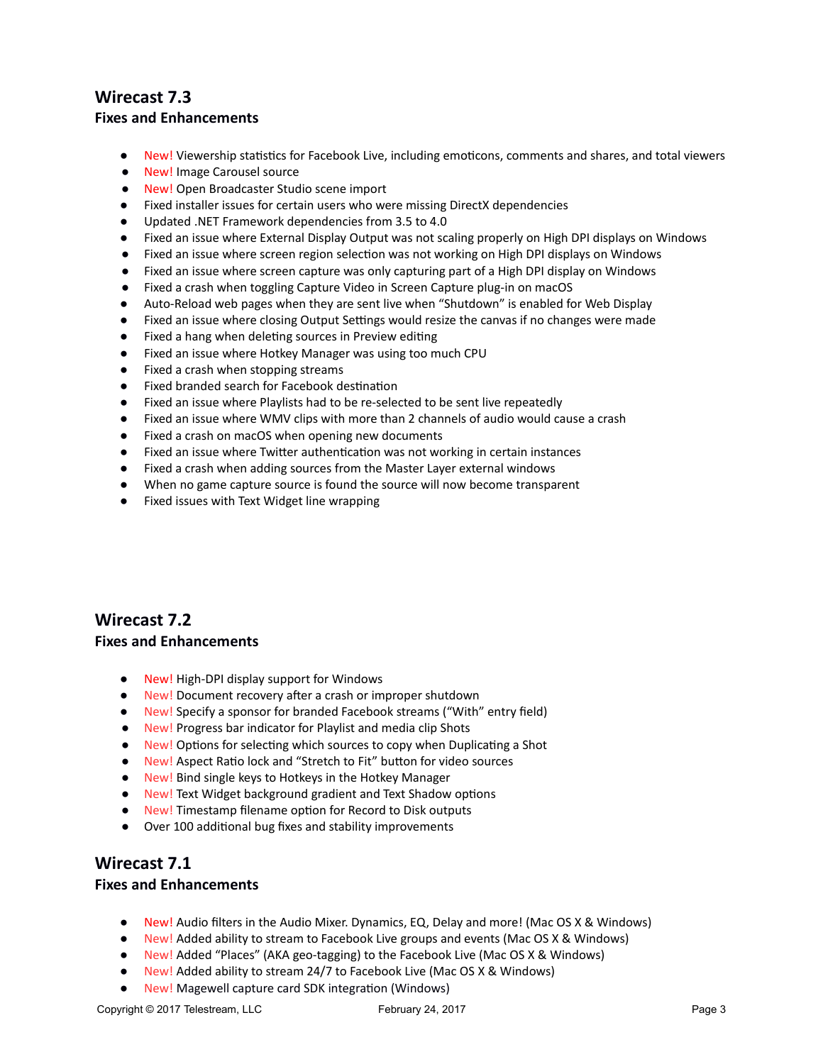## Wirecast 7.3

### Fixes and Enhancements

- New! Viewership statistics for Facebook Live, including emoticons, comments and shares, and total viewers
- New! Image Carousel source
- New! Open Broadcaster Studio scene import
- Fixed installer issues for certain users who were missing DirectX dependencies
- Updated .NET Framework dependencies from 3.5 to 4.0
- Fixed an issue where External Display Output was not scaling properly on High DPI displays on Windows
- Fixed an issue where screen region selection was not working on High DPI displays on Windows
- Fixed an issue where screen capture was only capturing part of a High DPI display on Windows
- Fixed a crash when toggling Capture Video in Screen Capture plug-in on macOS
- Auto-Reload web pages when they are sent live when “Shutdown” is enabled for Web Display
- Fixed an issue where closing Output Settings would resize the canvas if no changes were made
- Fixed a hang when deleting sources in Preview editing
- Fixed an issue where Hotkey Manager was using too much CPU
- Fixed a crash when stopping streams
- Fixed branded search for Facebook destination
- Fixed an issue where Playlists had to be re-selected to be sent live repeatedly
- Fixed an issue where WMV clips with more than 2 channels of audio would cause a crash
- Fixed a crash on macOS when opening new documents
- Fixed an issue where Twitter authentication was not working in certain instances
- Fixed a crash when adding sources from the Master Layer external windows
- When no game capture source is found the source will now become transparent
- Fixed issues with Text Widget line wrapping

## Wirecast 7.2

### Fixes and Enhancements

- New! High-DPI display support for Windows
- New! Document recovery after a crash or improper shutdown
- New! Specify a sponsor for branded Facebook streams (“With” entry field)
- New! Progress bar indicator for Playlist and media clip Shots
- New! Options for selecting which sources to copy when Duplicating a Shot
- New! Aspect Ratio lock and “Stretch to Fit” button for video sources
- New! Bind single keys to Hotkeys in the Hotkey Manager
- New! Text Widget background gradient and Text Shadow options
- New! Timestamp filename option for Record to Disk outputs
- Over 100 additional bug fixes and stability improvements

## Wirecast 7.1

### Fixes and Enhancements

- New! Audio filters in the Audio Mixer. Dynamics, EQ, Delay and more! (Mac OS X & Windows)
- New! Added ability to stream to Facebook Live groups and events (Mac OS X & Windows)
- New! Added “Places” (AKA geo-tagging) to the Facebook Live (Mac OS X & Windows)
- New! Added ability to stream 24/7 to Facebook Live (Mac OS X & Windows)
- New! Magewell capture card SDK integration (Windows)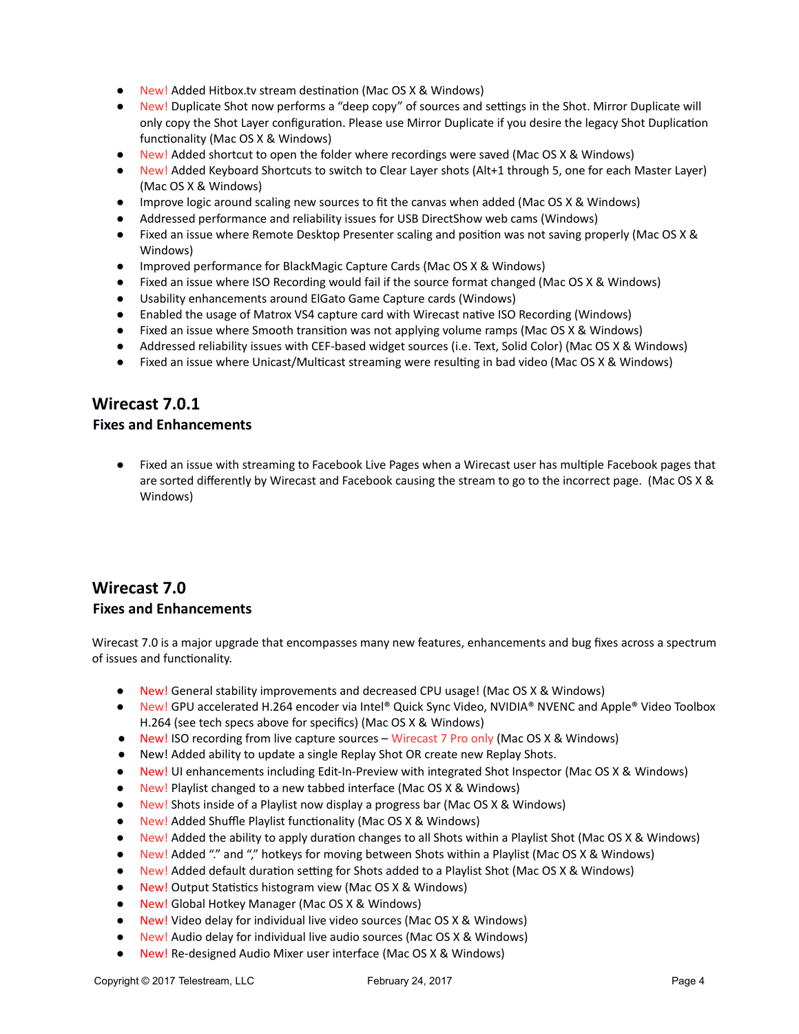- New! Added Hitbox.tv stream destination (Mac OS X & Windows)
- New! Duplicate Shot now performs a "deep copy" of sources and settings in the Shot. Mirror Duplicate will only copy the Shot Layer configuration. Please use Mirror Duplicate if you desire the legacy Shot Duplication functionality (Mac OS X & Windows)
- New! Added shortcut to open the folder where recordings were saved (Mac OS X & Windows)
- New! Added Keyboard Shortcuts to switch to Clear Layer shots (Alt+1 through 5, one for each Master Layer) (Mac OS X & Windows)
- Improve logic around scaling new sources to fit the canvas when added (Mac OS X & Windows)
- Addressed performance and reliability issues for USB DirectShow web cams (Windows)
- Fixed an issue where Remote Desktop Presenter scaling and position was not saving properly (Mac OS X & Windows)
- Improved performance for BlackMagic Capture Cards (Mac OS X & Windows)
- Fixed an issue where ISO Recording would fail if the source format changed (Mac OS X & Windows)
- Usability enhancements around ElGato Game Capture cards (Windows)
- Enabled the usage of Matrox VS4 capture card with Wirecast native ISO Recording (Windows)
- Fixed an issue where Smooth transition was not applying volume ramps (Mac OS X & Windows)
- Addressed reliability issues with CEF-based widget sources (i.e. Text, Solid Color) (Mac OS X & Windows)
- Fixed an issue where Unicast/Multicast streaming were resulting in bad video (Mac OS X & Windows)

## Wirecast 7.0.1

### Fixes and Enhancements

- Fixed an issue with streaming to Facebook Live Pages when a Wirecast user has multiple Facebook pages that are sorted differently by Wirecast and Facebook causing the stream to go to the incorrect page. (Mac OS X & Windows)

## Wirecast 7.0

### Fixes and Enhancements

Wirecast 7.0 is a major upgrade that encompasses many new features, enhancements and bug fixes across a spectrum of issues and functionality.

- New! General stability improvements and decreased CPU usage! (Mac OS X & Windows)
- New! GPU accelerated H.264 encoder via Intel® Quick Sync Video, NVIDIA® NVENC and Apple® Video Toolbox H.264 (see tech specs above for specifics) (Mac OS X & Windows)
- New! ISO recording from live capture sources – Wirecast 7 Pro only (Mac OS X & Windows)
- New! Added ability to update a single Replay Shot OR create new Replay Shots.
- New! UI enhancements including Edit-In-Preview with integrated Shot Inspector (Mac OS X & Windows)
- New! Playlist changed to a new tabbed interface (Mac OS X & Windows)
- New! Shots inside of a Playlist now display a progress bar (Mac OS X & Windows)
- New! Added Shuffle Playlist functionality (Mac OS X & Windows)
- New! Added the ability to apply duration changes to all Shots within a Playlist Shot (Mac OS X & Windows)
- New! Added "." and "," hotkeys for moving between Shots within a Playlist (Mac OS X & Windows)
- New! Added default duration setting for Shots added to a Playlist Shot (Mac OS X & Windows)
- New! Output Statistics histogram view (Mac OS X & Windows)
- New! Global Hotkey Manager (Mac OS X & Windows)
- New! Video delay for individual live video sources (Mac OS X & Windows)
- New! Audio delay for individual live audio sources (Mac OS X & Windows)
- New! Re-designed Audio Mixer user interface (Mac OS X & Windows)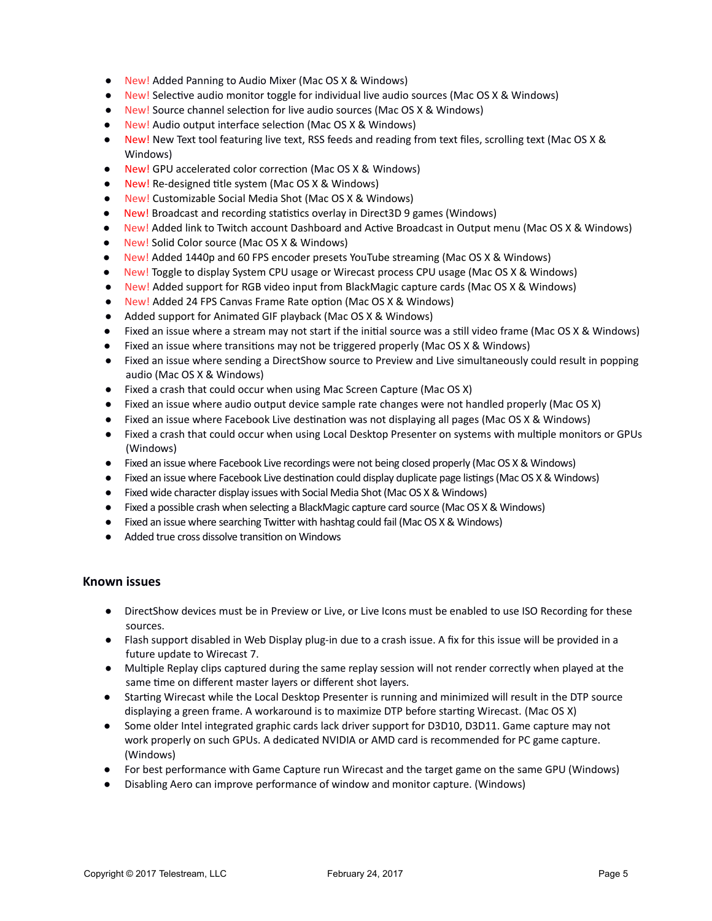- New! Added Panning to Audio Mixer (Mac OS X & Windows)
- New! Selective audio monitor toggle for individual live audio sources (Mac OS X & Windows)
- New! Source channel selection for live audio sources (Mac OS X & Windows)
- New! Audio output interface selection (Mac OS X & Windows)
- New! New Text tool featuring live text, RSS feeds and reading from text files, scrolling text (Mac OS X & Windows)
- New! GPU accelerated color correction (Mac OS X & Windows)
- New! Re-designed title system (Mac OS X & Windows)
- New! Customizable Social Media Shot (Mac OS X & Windows)
- New! Broadcast and recording statistics overlay in Direct3D 9 games (Windows)
- New! Added link to Twitch account Dashboard and Active Broadcast in Output menu (Mac OS X & Windows)
- New! Solid Color source (Mac OS X & Windows)
- New! Added 1440p and 60 FPS encoder presets YouTube streaming (Mac OS X & Windows)
- New! Toggle to display System CPU usage or Wirecast process CPU usage (Mac OS X & Windows)
- New! Added support for RGB video input from BlackMagic capture cards (Mac OS X & Windows)
- New! Added 24 FPS Canvas Frame Rate option (Mac OS X & Windows)
- Added support for Animated GIF playback (Mac OS X & Windows)
- Fixed an issue where a stream may not start if the initial source was a still video frame (Mac OS X & Windows)
- Fixed an issue where transitions may not be triggered properly (Mac OS X & Windows)
- Fixed an issue where sending a DirectShow source to Preview and Live simultaneously could result in popping audio (Mac OS X & Windows)
- Fixed a crash that could occur when using Mac Screen Capture (Mac OS X)
- Fixed an issue where audio output device sample rate changes were not handled properly (Mac OS X)
- Fixed an issue where Facebook Live destination was not displaying all pages (Mac OS X & Windows)
- Fixed a crash that could occur when using Local Desktop Presenter on systems with multiple monitors or GPUs (Windows)
- Fixed an issue where Facebook Live recordings were not being closed properly (Mac OS X & Windows)
- Fixed an issue where Facebook Live destination could display duplicate page listings (Mac OS X & Windows)
- Fixed wide character display issues with Social Media Shot (Mac OS X & Windows)
- Fixed a possible crash when selecting a BlackMagic capture card source (Mac OS X & Windows)
- Fixed an issue where searching Twitter with hashtag could fail (Mac OS X & Windows)
- Added true cross dissolve transition on Windows

### Known issues

- DirectShow devices must be in Preview or Live, or Live Icons must be enabled to use ISO Recording for these sources.
- Flash support disabled in Web Display plug-in due to a crash issue. A fix for this issue will be provided in a future update to Wirecast 7.
- Multiple Replay clips captured during the same replay session will not render correctly when played at the same time on different master layers or different shot layers.
- Starting Wirecast while the Local Desktop Presenter is running and minimized will result in the DTP source displaying a green frame. A workaround is to maximize DTP before starting Wirecast. (Mac OS X)
- Some older Intel integrated graphic cards lack driver support for D3D10, D3D11. Game capture may not work properly on such GPUs. A dedicated NVIDIA or AMD card is recommended for PC game capture. (Windows)
- For best performance with Game Capture run Wirecast and the target game on the same GPU (Windows)
- Disabling Aero can improve performance of window and monitor capture. (Windows)